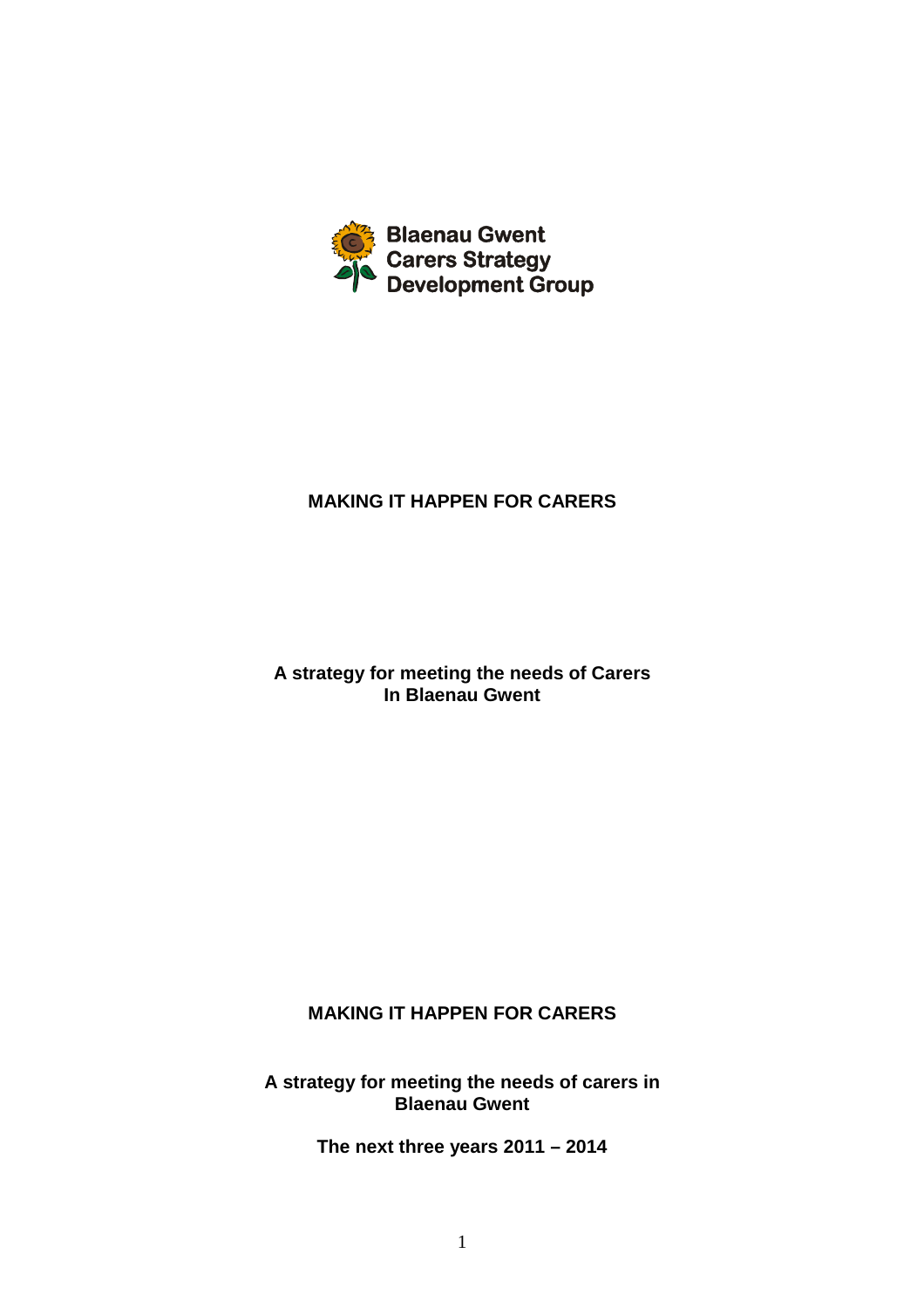Blaenau Gwent
Carers Strategy
Development Group

# MAKING IT HAPPEN FOR CARERS

**A strategy for meeting the needs of Carers In Blaenau Gwent**

# MAKING IT HAPPEN FOR CARERS

**A strategy for meeting the needs of carers in Blaenau Gwent**

**The next three years 2011 – 2014**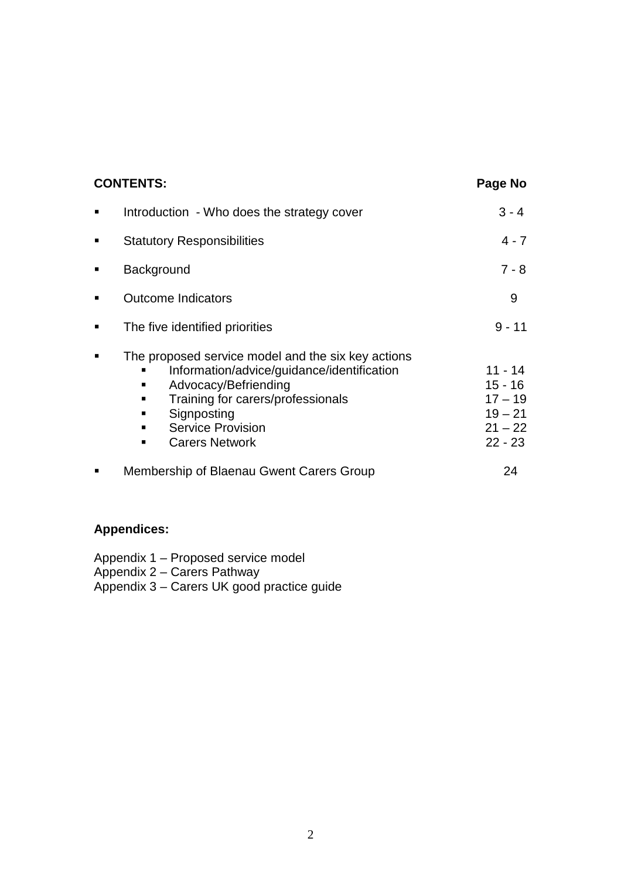**CONTENTS:** **Page No**

| | Page No |
|---|---|
| Introduction - Who does the strategy cover | 3 - 4 |
| Statutory Responsibilities | 4 - 7 |
| Background | 7 - 8 |
| Outcome Indicators | 9 |
| The five identified priorities | 9 - 11 |
| The proposed service model and the six key actions | |
| - Information/advice/guidance/identification | 11 - 14 |
| - Advocacy/Befriending | 15 - 16 |
| - Training for carers/professionals | 17 – 19 |
| - Signposting | 19 – 21 |
| - Service Provision | 21 – 22 |
| - Carers Network | 22 - 23 |
| Membership of Blaenau Gwent Carers Group | 24 |

**Appendices:**

Appendix 1 – Proposed service model
Appendix 2 – Carers Pathway
Appendix 3 – Carers UK good practice guide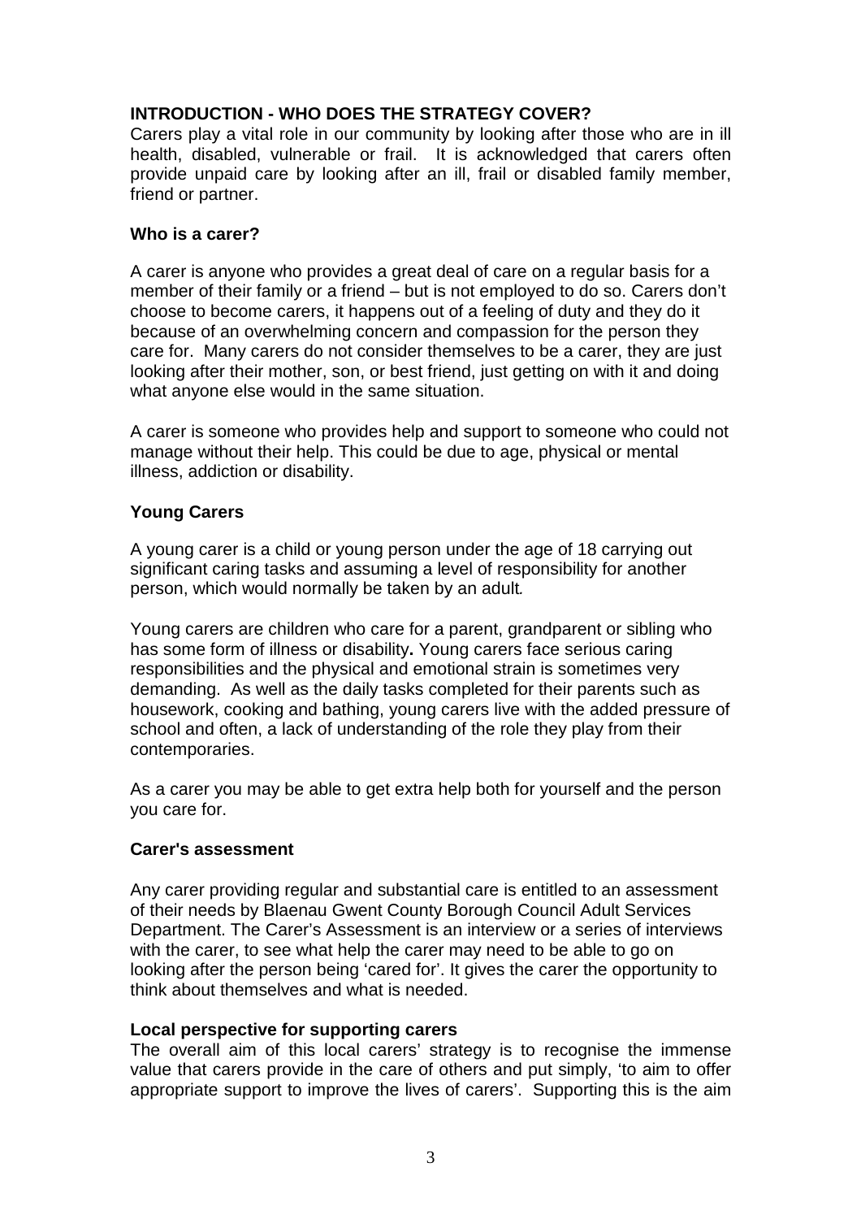## INTRODUCTION - WHO DOES THE STRATEGY COVER?

Carers play a vital role in our community by looking after those who are in ill health, disabled, vulnerable or frail. It is acknowledged that carers often provide unpaid care by looking after an ill, frail or disabled family member, friend or partner.

### Who is a carer?

A carer is anyone who provides a great deal of care on a regular basis for a member of their family or a friend – but is not employed to do so. Carers don't choose to become carers, it happens out of a feeling of duty and they do it because of an overwhelming concern and compassion for the person they care for. Many carers do not consider themselves to be a carer, they are just looking after their mother, son, or best friend, just getting on with it and doing what anyone else would in the same situation.

A carer is someone who provides help and support to someone who could not manage without their help. This could be due to age, physical or mental illness, addiction or disability.

### Young Carers

A young carer is a child or young person under the age of 18 carrying out significant caring tasks and assuming a level of responsibility for another person, which would normally be taken by an adult.

Young carers are children who care for a parent, grandparent or sibling who has some form of illness or disability**.** Young carers face serious caring responsibilities and the physical and emotional strain is sometimes very demanding. As well as the daily tasks completed for their parents such as housework, cooking and bathing, young carers live with the added pressure of school and often, a lack of understanding of the role they play from their contemporaries.

As a carer you may be able to get extra help both for yourself and the person you care for.

### Carer's assessment

Any carer providing regular and substantial care is entitled to an assessment of their needs by Blaenau Gwent County Borough Council Adult Services Department. The Carer's Assessment is an interview or a series of interviews with the carer, to see what help the carer may need to be able to go on looking after the person being 'cared for'. It gives the carer the opportunity to think about themselves and what is needed.

### Local perspective for supporting carers

The overall aim of this local carers' strategy is to recognise the immense value that carers provide in the care of others and put simply, 'to aim to offer appropriate support to improve the lives of carers'. Supporting this is the aim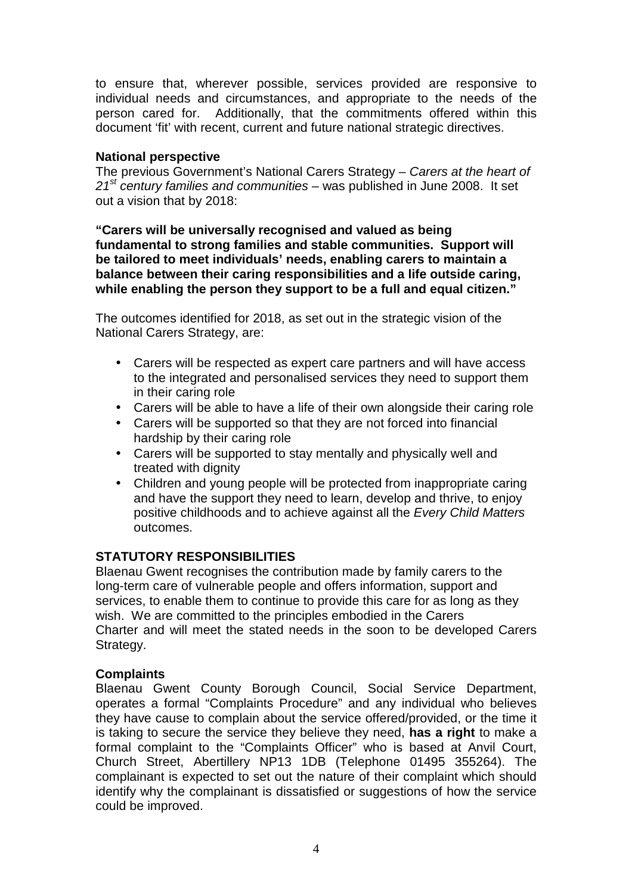to ensure that, wherever possible, services provided are responsive to individual needs and circumstances, and appropriate to the needs of the person cared for. Additionally, that the commitments offered within this document 'fit' with recent, current and future national strategic directives.

**National perspective**

The previous Government's National Carers Strategy – *Carers at the heart of 21st century families and communities* – was published in June 2008. It set out a vision that by 2018:

**"Carers will be universally recognised and valued as being fundamental to strong families and stable communities. Support will be tailored to meet individuals' needs, enabling carers to maintain a balance between their caring responsibilities and a life outside caring, while enabling the person they support to be a full and equal citizen."**

The outcomes identified for 2018, as set out in the strategic vision of the National Carers Strategy, are:

- Carers will be respected as expert care partners and will have access to the integrated and personalised services they need to support them in their caring role
- Carers will be able to have a life of their own alongside their caring role
- Carers will be supported so that they are not forced into financial hardship by their caring role
- Carers will be supported to stay mentally and physically well and treated with dignity
- Children and young people will be protected from inappropriate caring and have the support they need to learn, develop and thrive, to enjoy positive childhoods and to achieve against all the *Every Child Matters* outcomes.

## STATUTORY RESPONSIBILITIES

Blaenau Gwent recognises the contribution made by family carers to the long-term care of vulnerable people and offers information, support and services, to enable them to continue to provide this care for as long as they wish. We are committed to the principles embodied in the Carers Charter and will meet the stated needs in the soon to be developed Carers Strategy.

**Complaints**

Blaenau Gwent County Borough Council, Social Service Department, operates a formal "Complaints Procedure" and any individual who believes they have cause to complain about the service offered/provided, or the time it is taking to secure the service they believe they need, **has a right** to make a formal complaint to the "Complaints Officer" who is based at Anvil Court, Church Street, Abertillery NP13 1DB (Telephone 01495 355264). The complainant is expected to set out the nature of their complaint which should identify why the complainant is dissatisfied or suggestions of how the service could be improved.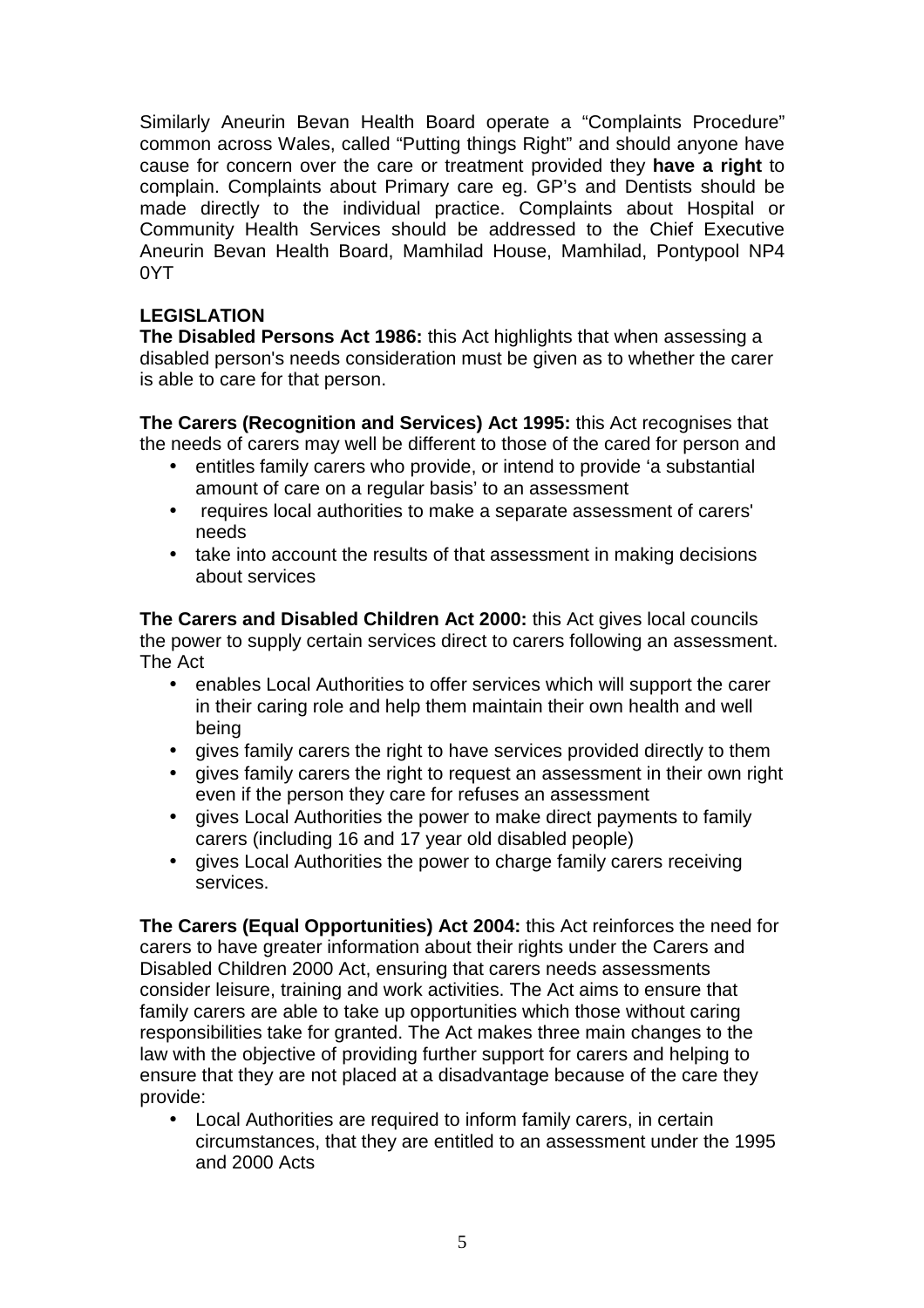Similarly Aneurin Bevan Health Board operate a “Complaints Procedure” common across Wales, called “Putting things Right” and should anyone have cause for concern over the care or treatment provided they **have a right** to complain. Complaints about Primary care eg. GP’s and Dentists should be made directly to the individual practice. Complaints about Hospital or Community Health Services should be addressed to the Chief Executive Aneurin Bevan Health Board, Mamhilad House, Mamhilad, Pontypool NP4 0YT

**LEGISLATION**

**The Disabled Persons Act 1986:** this Act highlights that when assessing a disabled person's needs consideration must be given as to whether the carer is able to care for that person.

**The Carers (Recognition and Services) Act 1995:** this Act recognises that the needs of carers may well be different to those of the cared for person and

- entitles family carers who provide, or intend to provide ‘a substantial amount of care on a regular basis’ to an assessment
- requires local authorities to make a separate assessment of carers' needs
- take into account the results of that assessment in making decisions about services

**The Carers and Disabled Children Act 2000:** this Act gives local councils the power to supply certain services direct to carers following an assessment. The Act

- enables Local Authorities to offer services which will support the carer in their caring role and help them maintain their own health and well being
- gives family carers the right to have services provided directly to them
- gives family carers the right to request an assessment in their own right even if the person they care for refuses an assessment
- gives Local Authorities the power to make direct payments to family carers (including 16 and 17 year old disabled people)
- gives Local Authorities the power to charge family carers receiving services.

**The Carers (Equal Opportunities) Act 2004:** this Act reinforces the need for carers to have greater information about their rights under the Carers and Disabled Children 2000 Act, ensuring that carers needs assessments consider leisure, training and work activities. The Act aims to ensure that family carers are able to take up opportunities which those without caring responsibilities take for granted. The Act makes three main changes to the law with the objective of providing further support for carers and helping to ensure that they are not placed at a disadvantage because of the care they provide:

- Local Authorities are required to inform family carers, in certain circumstances, that they are entitled to an assessment under the 1995 and 2000 Acts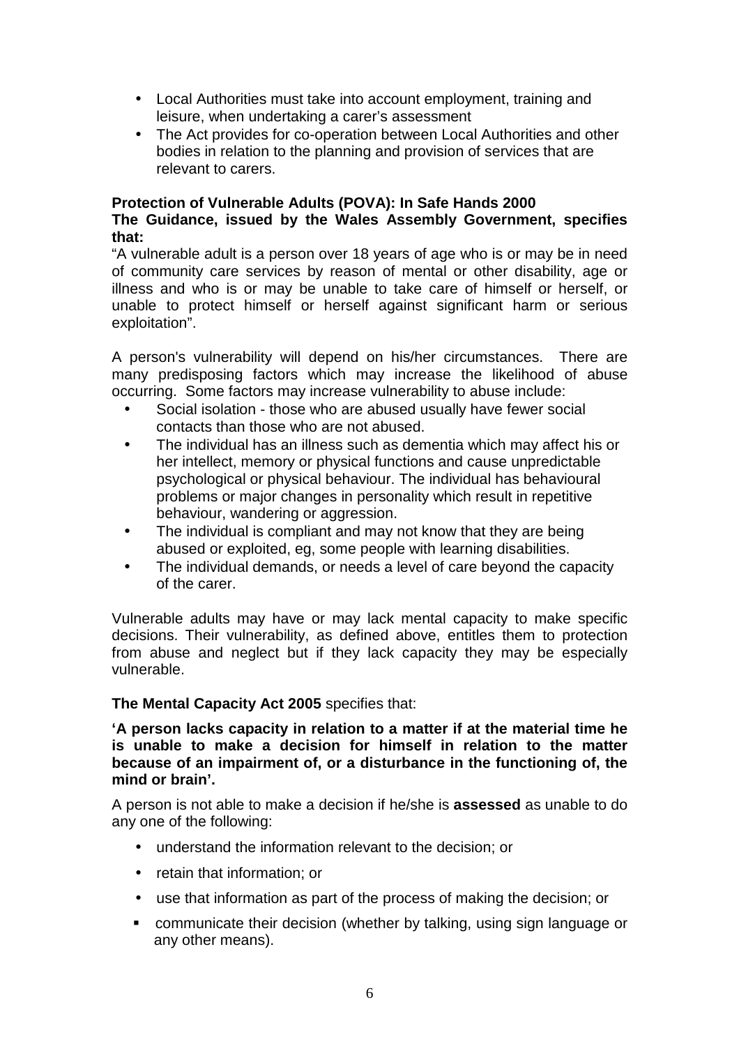- Local Authorities must take into account employment, training and leisure, when undertaking a carer's assessment
- The Act provides for co-operation between Local Authorities and other bodies in relation to the planning and provision of services that are relevant to carers.

**Protection of Vulnerable Adults (POVA): In Safe Hands 2000**
**The Guidance, issued by the Wales Assembly Government, specifies that:**

"A vulnerable adult is a person over 18 years of age who is or may be in need of community care services by reason of mental or other disability, age or illness and who is or may be unable to take care of himself or herself, or unable to protect himself or herself against significant harm or serious exploitation".

A person's vulnerability will depend on his/her circumstances. There are many predisposing factors which may increase the likelihood of abuse occurring. Some factors may increase vulnerability to abuse include:

- Social isolation - those who are abused usually have fewer social contacts than those who are not abused.
- The individual has an illness such as dementia which may affect his or her intellect, memory or physical functions and cause unpredictable psychological or physical behaviour. The individual has behavioural problems or major changes in personality which result in repetitive behaviour, wandering or aggression.
- The individual is compliant and may not know that they are being abused or exploited, eg, some people with learning disabilities.
- The individual demands, or needs a level of care beyond the capacity of the carer.

Vulnerable adults may have or may lack mental capacity to make specific decisions. Their vulnerability, as defined above, entitles them to protection from abuse and neglect but if they lack capacity they may be especially vulnerable.

**The Mental Capacity Act 2005** specifies that:

**'A person lacks capacity in relation to a matter if at the material time he is unable to make a decision for himself in relation to the matter because of an impairment of, or a disturbance in the functioning of, the mind or brain'.**

A person is not able to make a decision if he/she is **assessed** as unable to do any one of the following:

- understand the information relevant to the decision; or
- retain that information; or
- use that information as part of the process of making the decision; or
- communicate their decision (whether by talking, using sign language or any other means).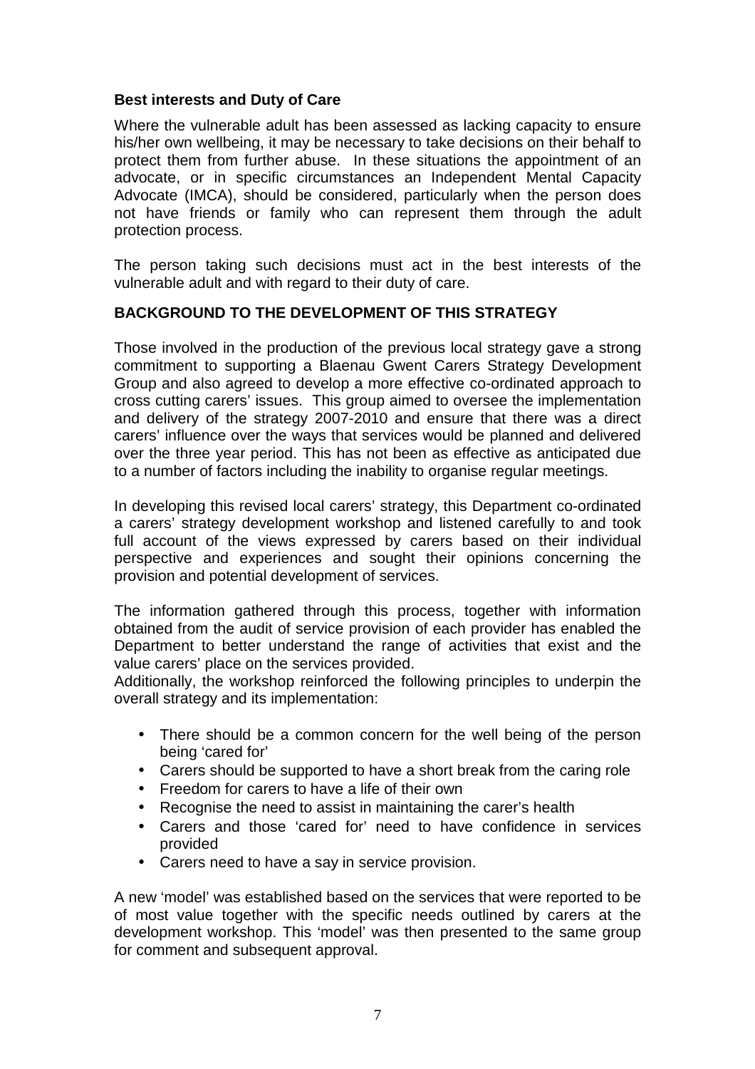**Best interests and Duty of Care**

Where the vulnerable adult has been assessed as lacking capacity to ensure his/her own wellbeing, it may be necessary to take decisions on their behalf to protect them from further abuse. In these situations the appointment of an advocate, or in specific circumstances an Independent Mental Capacity Advocate (IMCA), should be considered, particularly when the person does not have friends or family who can represent them through the adult protection process.

The person taking such decisions must act in the best interests of the vulnerable adult and with regard to their duty of care.

## BACKGROUND TO THE DEVELOPMENT OF THIS STRATEGY

Those involved in the production of the previous local strategy gave a strong commitment to supporting a Blaenau Gwent Carers Strategy Development Group and also agreed to develop a more effective co-ordinated approach to cross cutting carers' issues. This group aimed to oversee the implementation and delivery of the strategy 2007-2010 and ensure that there was a direct carers' influence over the ways that services would be planned and delivered over the three year period. This has not been as effective as anticipated due to a number of factors including the inability to organise regular meetings.

In developing this revised local carers' strategy, this Department co-ordinated a carers' strategy development workshop and listened carefully to and took full account of the views expressed by carers based on their individual perspective and experiences and sought their opinions concerning the provision and potential development of services.

The information gathered through this process, together with information obtained from the audit of service provision of each provider has enabled the Department to better understand the range of activities that exist and the value carers' place on the services provided.
Additionally, the workshop reinforced the following principles to underpin the overall strategy and its implementation:

- There should be a common concern for the well being of the person being 'cared for'
- Carers should be supported to have a short break from the caring role
- Freedom for carers to have a life of their own
- Recognise the need to assist in maintaining the carer's health
- Carers and those 'cared for' need to have confidence in services provided
- Carers need to have a say in service provision.

A new 'model' was established based on the services that were reported to be of most value together with the specific needs outlined by carers at the development workshop. This 'model' was then presented to the same group for comment and subsequent approval.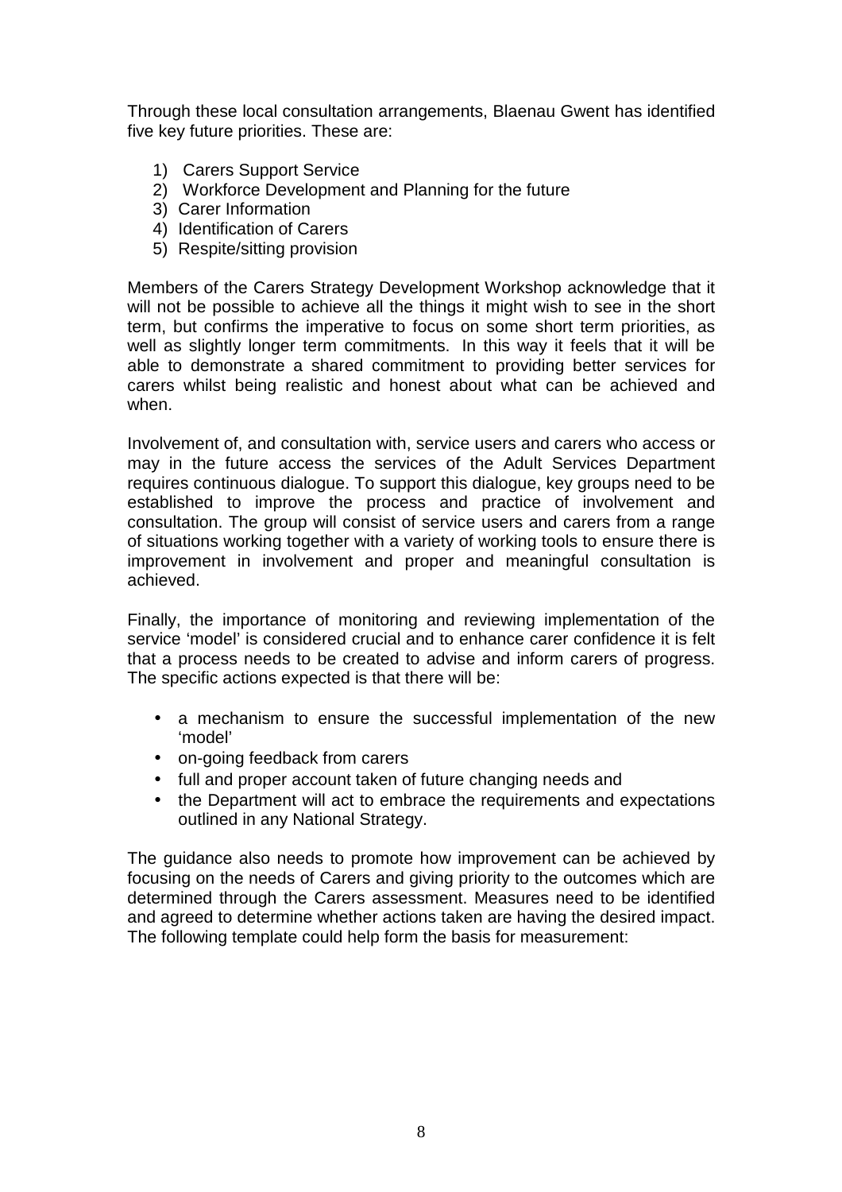Through these local consultation arrangements, Blaenau Gwent has identified five key future priorities. These are:

1) Carers Support Service
2) Workforce Development and Planning for the future
3) Carer Information
4) Identification of Carers
5) Respite/sitting provision

Members of the Carers Strategy Development Workshop acknowledge that it will not be possible to achieve all the things it might wish to see in the short term, but confirms the imperative to focus on some short term priorities, as well as slightly longer term commitments. In this way it feels that it will be able to demonstrate a shared commitment to providing better services for carers whilst being realistic and honest about what can be achieved and when.

Involvement of, and consultation with, service users and carers who access or may in the future access the services of the Adult Services Department requires continuous dialogue. To support this dialogue, key groups need to be established to improve the process and practice of involvement and consultation. The group will consist of service users and carers from a range of situations working together with a variety of working tools to ensure there is improvement in involvement and proper and meaningful consultation is achieved.

Finally, the importance of monitoring and reviewing implementation of the service 'model' is considered crucial and to enhance carer confidence it is felt that a process needs to be created to advise and inform carers of progress. The specific actions expected is that there will be:

- a mechanism to ensure the successful implementation of the new 'model'
- on-going feedback from carers
- full and proper account taken of future changing needs and
- the Department will act to embrace the requirements and expectations outlined in any National Strategy.

The guidance also needs to promote how improvement can be achieved by focusing on the needs of Carers and giving priority to the outcomes which are determined through the Carers assessment. Measures need to be identified and agreed to determine whether actions taken are having the desired impact. The following template could help form the basis for measurement: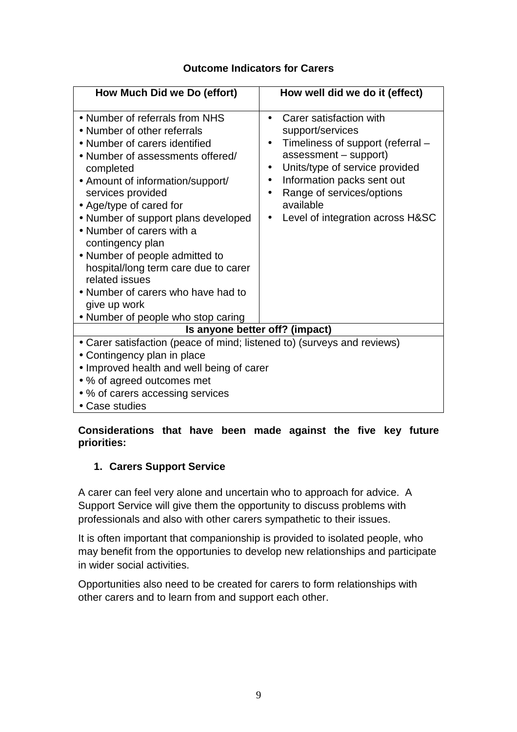**Outcome Indicators for Carers**

| How Much Did we Do (effort) | How well did we do it (effect) |
|---|---|
| • Number of referrals from NHS<br>• Number of other referrals<br>• Number of carers identified<br>• Number of assessments offered/ completed<br>• Amount of information/support/ services provided<br>• Age/type of cared for<br>• Number of support plans developed<br>• Number of carers with a contingency plan<br>• Number of people admitted to hospital/long term care due to carer related issues<br>• Number of carers who have had to give up work<br>• Number of people who stop caring | • Carer satisfaction with support/services<br>• Timeliness of support (referral – assessment – support)<br>• Units/type of service provided<br>• Information packs sent out<br>• Range of services/options available<br>• Level of integration across H&SC |
| **Is anyone better off? (impact)** | |
| • Carer satisfaction (peace of mind; listened to) (surveys and reviews)<br>• Contingency plan in place<br>• Improved health and well being of carer<br>• % of agreed outcomes met<br>• % of carers accessing services<br>• Case studies | |

**Considerations that have been made against the five key future priorities:**

1. **Carers Support Service**

A carer can feel very alone and uncertain who to approach for advice. A Support Service will give them the opportunity to discuss problems with professionals and also with other carers sympathetic to their issues.

It is often important that companionship is provided to isolated people, who may benefit from the opportunies to develop new relationships and participate in wider social activities.

Opportunities also need to be created for carers to form relationships with other carers and to learn from and support each other.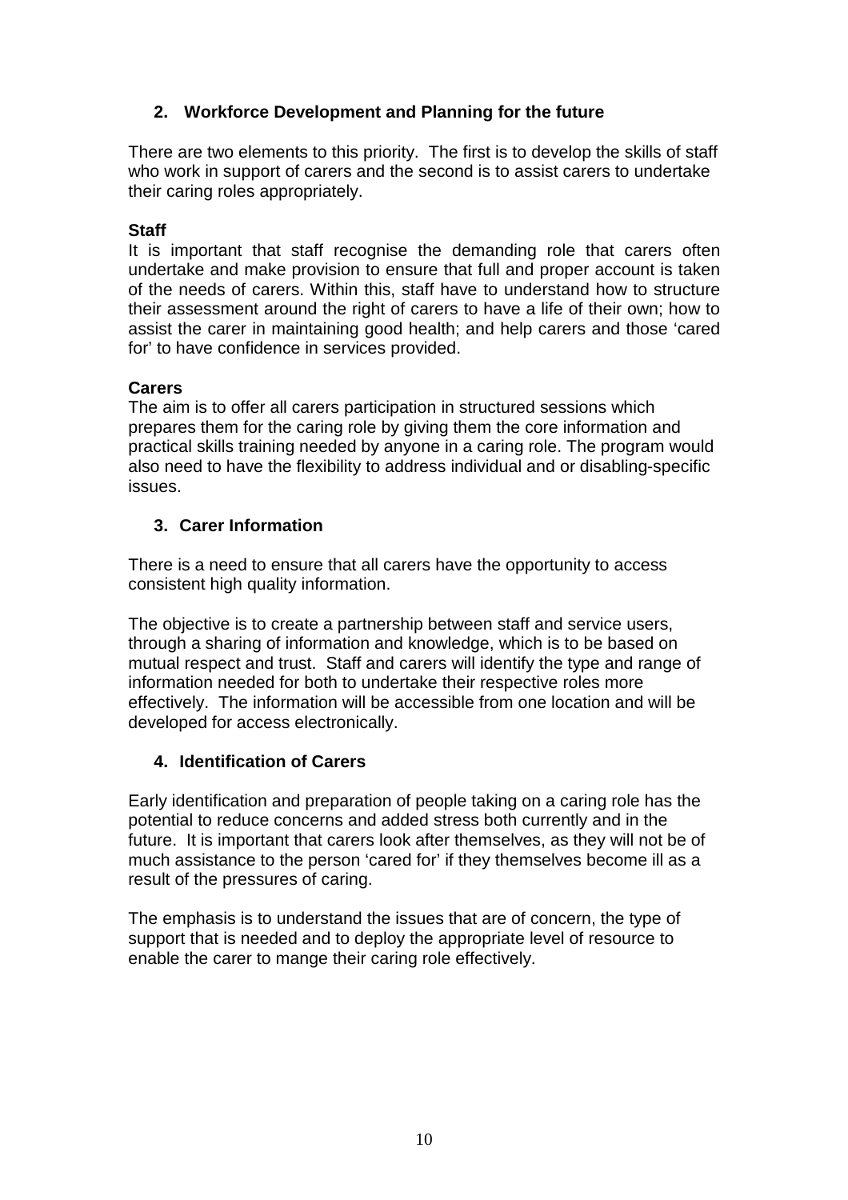## 2. Workforce Development and Planning for the future

There are two elements to this priority. The first is to develop the skills of staff who work in support of carers and the second is to assist carers to undertake their caring roles appropriately.

**Staff**

It is important that staff recognise the demanding role that carers often undertake and make provision to ensure that full and proper account is taken of the needs of carers. Within this, staff have to understand how to structure their assessment around the right of carers to have a life of their own; how to assist the carer in maintaining good health; and help carers and those 'cared for' to have confidence in services provided.

**Carers**

The aim is to offer all carers participation in structured sessions which prepares them for the caring role by giving them the core information and practical skills training needed by anyone in a caring role. The program would also need to have the flexibility to address individual and or disabling-specific issues.

## 3. Carer Information

There is a need to ensure that all carers have the opportunity to access consistent high quality information.

The objective is to create a partnership between staff and service users, through a sharing of information and knowledge, which is to be based on mutual respect and trust. Staff and carers will identify the type and range of information needed for both to undertake their respective roles more effectively. The information will be accessible from one location and will be developed for access electronically.

## 4. Identification of Carers

Early identification and preparation of people taking on a caring role has the potential to reduce concerns and added stress both currently and in the future. It is important that carers look after themselves, as they will not be of much assistance to the person 'cared for' if they themselves become ill as a result of the pressures of caring.

The emphasis is to understand the issues that are of concern, the type of support that is needed and to deploy the appropriate level of resource to enable the carer to mange their caring role effectively.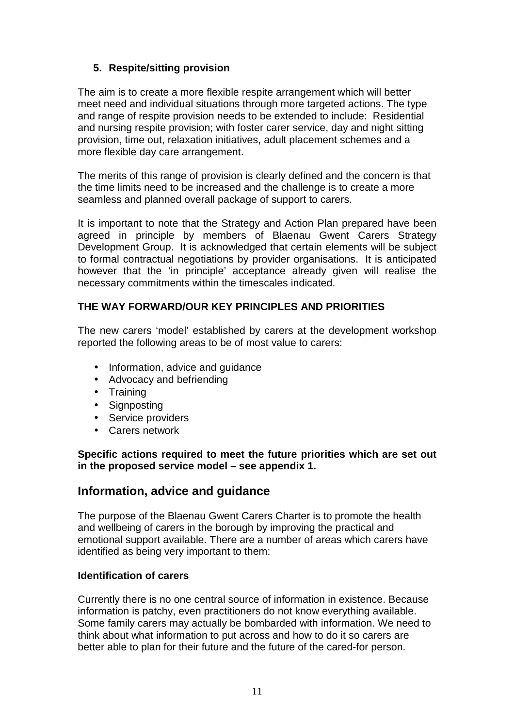### 5. Respite/sitting provision

The aim is to create a more flexible respite arrangement which will better meet need and individual situations through more targeted actions. The type and range of respite provision needs to be extended to include: Residential and nursing respite provision; with foster carer service, day and night sitting provision, time out, relaxation initiatives, adult placement schemes and a more flexible day care arrangement.

The merits of this range of provision is clearly defined and the concern is that the time limits need to be increased and the challenge is to create a more seamless and planned overall package of support to carers.

It is important to note that the Strategy and Action Plan prepared have been agreed in principle by members of Blaenau Gwent Carers Strategy Development Group. It is acknowledged that certain elements will be subject to formal contractual negotiations by provider organisations. It is anticipated however that the 'in principle' acceptance already given will realise the necessary commitments within the timescales indicated.

**THE WAY FORWARD/OUR KEY PRINCIPLES AND PRIORITIES**

The new carers 'model' established by carers at the development workshop reported the following areas to be of most value to carers:

- Information, advice and guidance
- Advocacy and befriending
- Training
- Signposting
- Service providers
- Carers network

**Specific actions required to meet the future priorities which are set out in the proposed service model – see appendix 1.**

## Information, advice and guidance

The purpose of the Blaenau Gwent Carers Charter is to promote the health and wellbeing of carers in the borough by improving the practical and emotional support available. There are a number of areas which carers have identified as being very important to them:

**Identification of carers**

Currently there is no one central source of information in existence. Because information is patchy, even practitioners do not know everything available. Some family carers may actually be bombarded with information. We need to think about what information to put across and how to do it so carers are better able to plan for their future and the future of the cared-for person.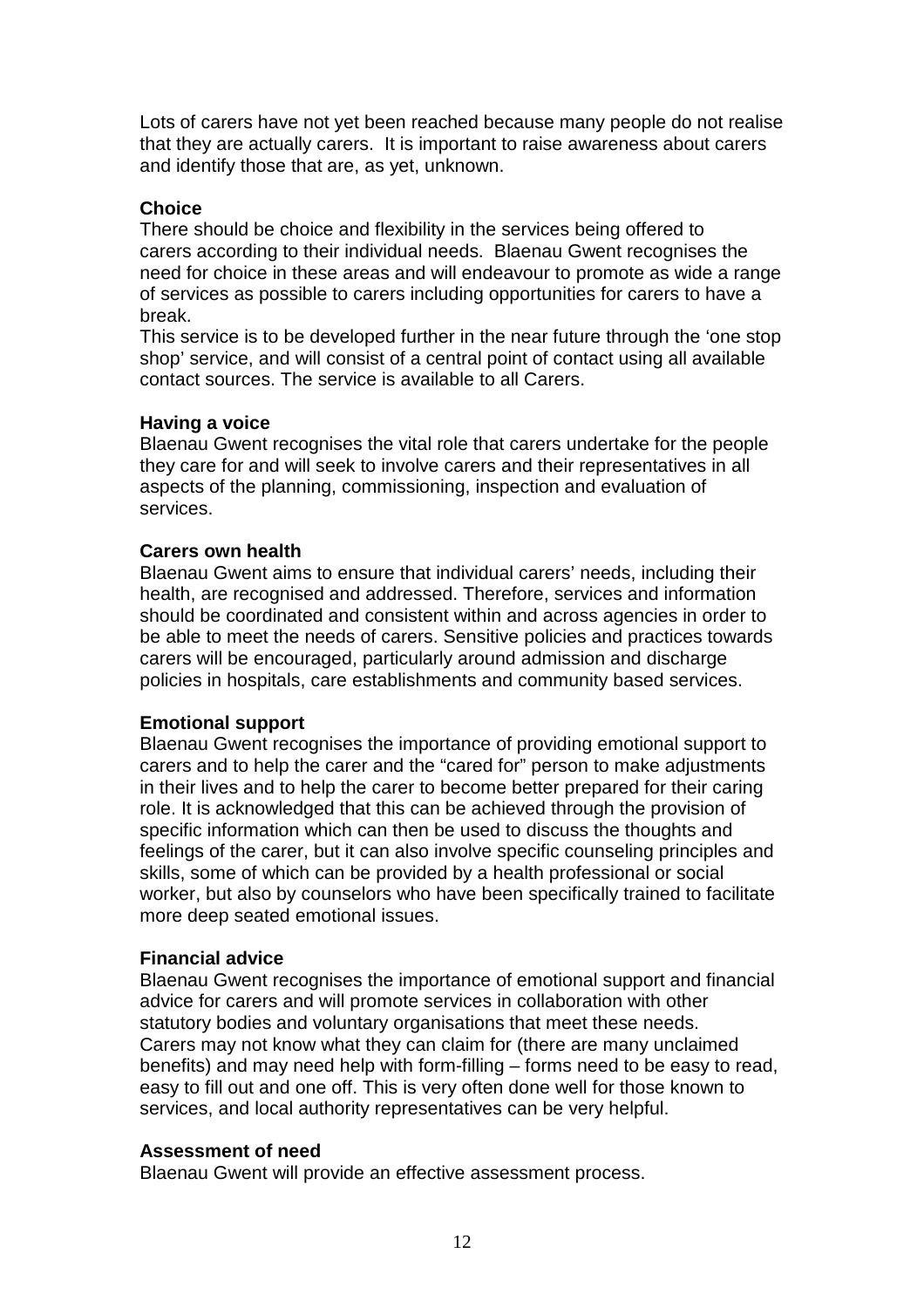Lots of carers have not yet been reached because many people do not realise that they are actually carers. It is important to raise awareness about carers and identify those that are, as yet, unknown.

**Choice**

There should be choice and flexibility in the services being offered to carers according to their individual needs. Blaenau Gwent recognises the need for choice in these areas and will endeavour to promote as wide a range of services as possible to carers including opportunities for carers to have a break.

This service is to be developed further in the near future through the 'one stop shop' service, and will consist of a central point of contact using all available contact sources. The service is available to all Carers.

**Having a voice**

Blaenau Gwent recognises the vital role that carers undertake for the people they care for and will seek to involve carers and their representatives in all aspects of the planning, commissioning, inspection and evaluation of services.

**Carers own health**

Blaenau Gwent aims to ensure that individual carers' needs, including their health, are recognised and addressed. Therefore, services and information should be coordinated and consistent within and across agencies in order to be able to meet the needs of carers. Sensitive policies and practices towards carers will be encouraged, particularly around admission and discharge policies in hospitals, care establishments and community based services.

**Emotional support**

Blaenau Gwent recognises the importance of providing emotional support to carers and to help the carer and the "cared for" person to make adjustments in their lives and to help the carer to become better prepared for their caring role. It is acknowledged that this can be achieved through the provision of specific information which can then be used to discuss the thoughts and feelings of the carer, but it can also involve specific counseling principles and skills, some of which can be provided by a health professional or social worker, but also by counselors who have been specifically trained to facilitate more deep seated emotional issues.

**Financial advice**

Blaenau Gwent recognises the importance of emotional support and financial advice for carers and will promote services in collaboration with other statutory bodies and voluntary organisations that meet these needs.

Carers may not know what they can claim for (there are many unclaimed benefits) and may need help with form-filling – forms need to be easy to read, easy to fill out and one off. This is very often done well for those known to services, and local authority representatives can be very helpful.

**Assessment of need**

Blaenau Gwent will provide an effective assessment process.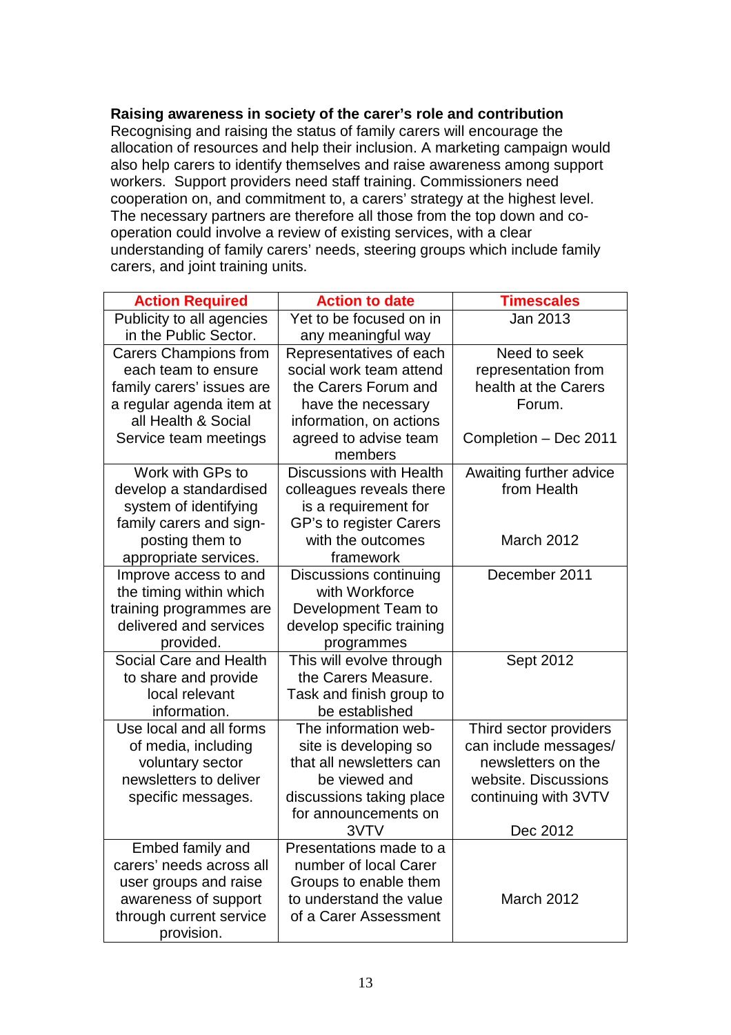**Raising awareness in society of the carer's role and contribution**

Recognising and raising the status of family carers will encourage the allocation of resources and help their inclusion. A marketing campaign would also help carers to identify themselves and raise awareness among support workers. Support providers need staff training. Commissioners need cooperation on, and commitment to, a carers' strategy at the highest level. The necessary partners are therefore all those from the top down and co-operation could involve a review of existing services, with a clear understanding of family carers' needs, steering groups which include family carers, and joint training units.

| Action Required | Action to date | Timescales |
|---|---|---|
| Publicity to all agencies in the Public Sector. | Yet to be focused on in any meaningful way | Jan 2013 |
| Carers Champions from each team to ensure family carers' issues are a regular agenda item at all Health & Social Service team meetings | Representatives of each social work team attend the Carers Forum and have the necessary information, on actions agreed to advise team members | Need to seek representation from health at the Carers Forum.<br><br>Completion – Dec 2011 |
| Work with GPs to develop a standardised system of identifying family carers and sign-posting them to appropriate services. | Discussions with Health colleagues reveals there is a requirement for GP's to register Carers with the outcomes framework | Awaiting further advice from Health<br><br>March 2012 |
| Improve access to and the timing within which training programmes are delivered and services provided. | Discussions continuing with Workforce Development Team to develop specific training programmes | December 2011 |
| Social Care and Health to share and provide local relevant information. | This will evolve through the Carers Measure. Task and finish group to be established | Sept 2012 |
| Use local and all forms of media, including voluntary sector newsletters to deliver specific messages. | The information web-site is developing so that all newsletters can be viewed and discussions taking place for announcements on 3VTV | Third sector providers can include messages/ newsletters on the website. Discussions continuing with 3VTV<br><br>Dec 2012 |
| Embed family and carers' needs across all user groups and raise awareness of support through current service provision. | Presentations made to a number of local Carer Groups to enable them to understand the value of a Carer Assessment | March 2012 |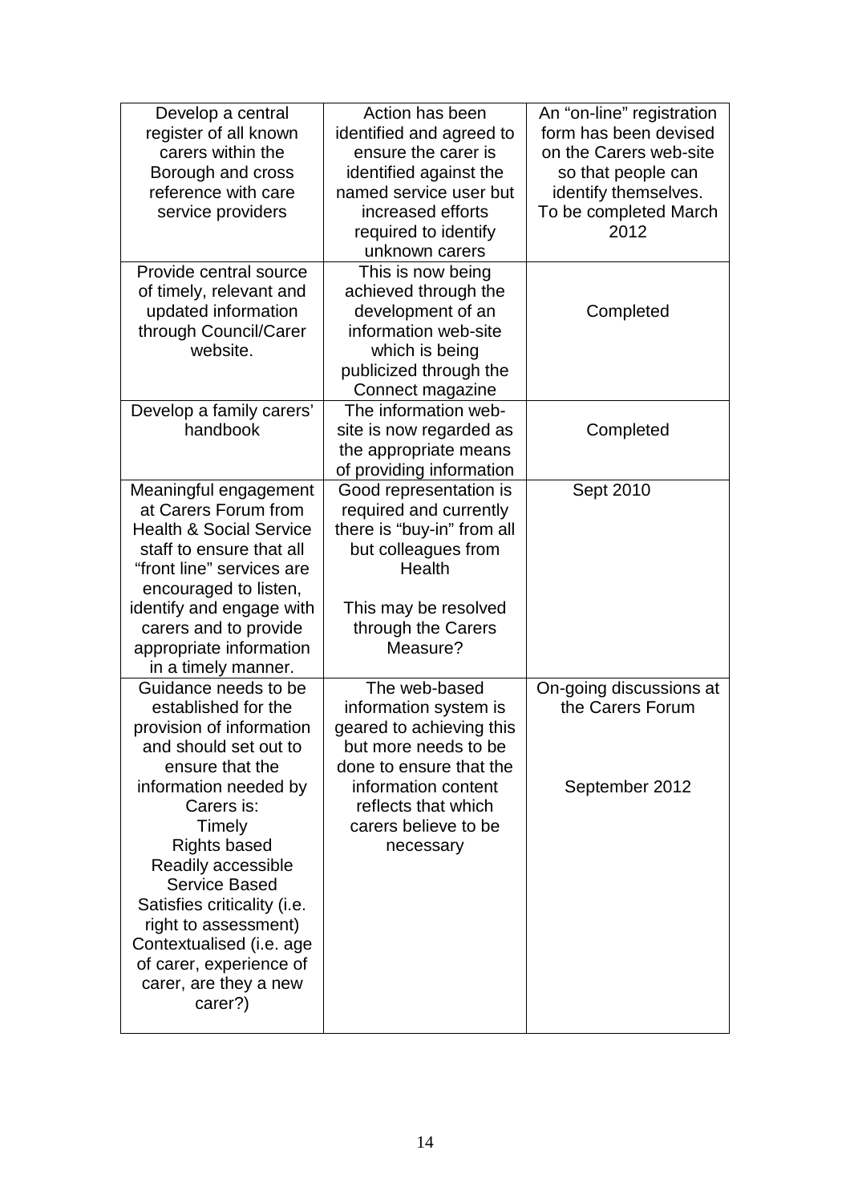| | | |
|---|---|---|
| Develop a central register of all known carers within the Borough and cross reference with care service providers | Action has been identified and agreed to ensure the carer is identified against the named service user but increased efforts required to identify unknown carers | An “on-line” registration form has been devised on the Carers web-site so that people can identify themselves. To be completed March 2012 |
| Provide central source of timely, relevant and updated information through Council/Carer website. | This is now being achieved through the development of an information web-site which is being publicized through the Connect magazine | Completed |
| Develop a family carers’ handbook | The information web-site is now regarded as the appropriate means of providing information | Completed |
| Meaningful engagement at Carers Forum from Health & Social Service staff to ensure that all “front line” services are encouraged to listen, identify and engage with carers and to provide appropriate information in a timely manner. | Good representation is required and currently there is “buy-in” from all but colleagues from Health<br><br>This may be resolved through the Carers Measure? | Sept 2010 |
| Guidance needs to be established for the provision of information and should set out to ensure that the information needed by Carers is:<br>Timely<br>Rights based<br>Readily accessible<br>Service Based<br>Satisfies criticality (i.e. right to assessment)<br>Contextualised (i.e. age of carer, experience of carer, are they a new carer?) | The web-based information system is geared to achieving this but more needs to be done to ensure that the information content reflects that which carers believe to be necessary | On-going discussions at the Carers Forum<br><br>September 2012 |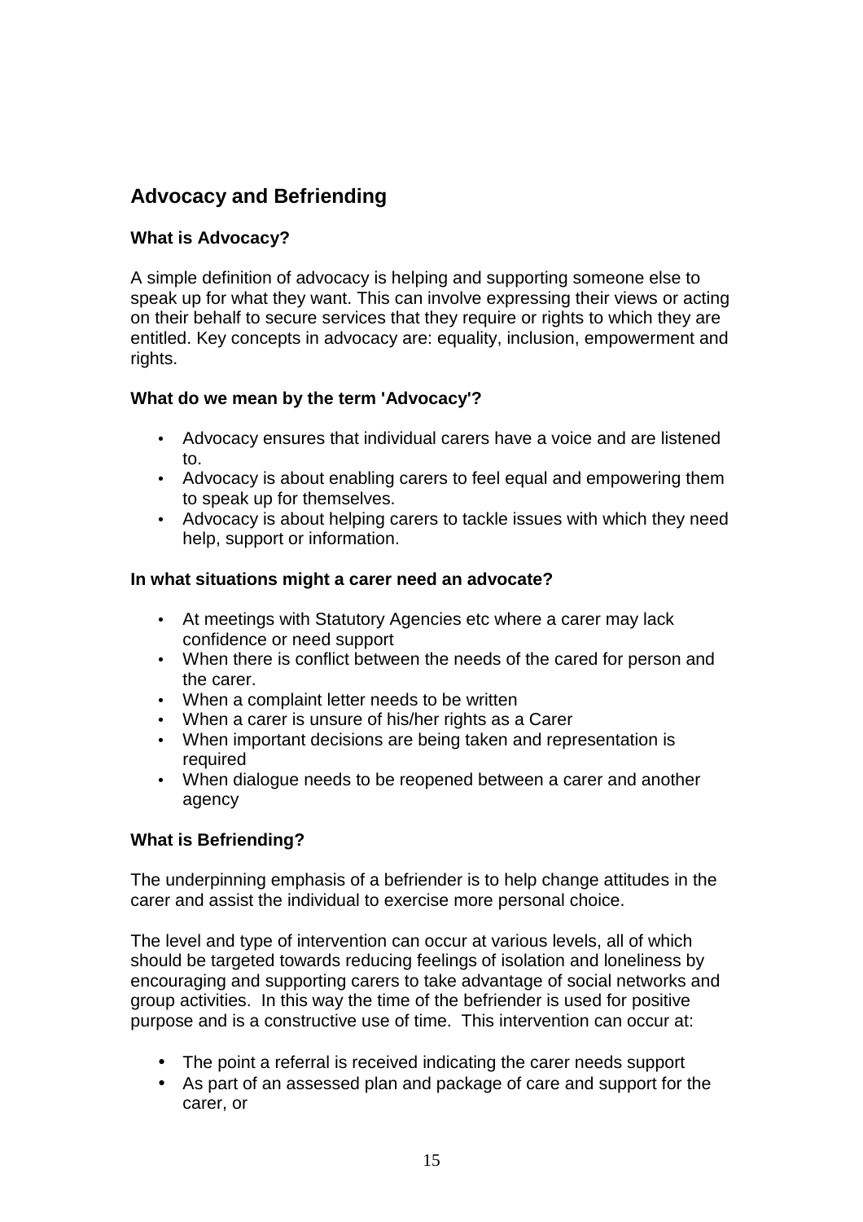## Advocacy and Befriending

### What is Advocacy?

A simple definition of advocacy is helping and supporting someone else to speak up for what they want. This can involve expressing their views or acting on their behalf to secure services that they require or rights to which they are entitled. Key concepts in advocacy are: equality, inclusion, empowerment and rights.

### What do we mean by the term 'Advocacy'?

- Advocacy ensures that individual carers have a voice and are listened to.
- Advocacy is about enabling carers to feel equal and empowering them to speak up for themselves.
- Advocacy is about helping carers to tackle issues with which they need help, support or information.

### In what situations might a carer need an advocate?

- At meetings with Statutory Agencies etc where a carer may lack confidence or need support
- When there is conflict between the needs of the cared for person and the carer.
- When a complaint letter needs to be written
- When a carer is unsure of his/her rights as a Carer
- When important decisions are being taken and representation is required
- When dialogue needs to be reopened between a carer and another agency

### What is Befriending?

The underpinning emphasis of a befriender is to help change attitudes in the carer and assist the individual to exercise more personal choice.

The level and type of intervention can occur at various levels, all of which should be targeted towards reducing feelings of isolation and loneliness by encouraging and supporting carers to take advantage of social networks and group activities. In this way the time of the befriender is used for positive purpose and is a constructive use of time. This intervention can occur at:

- The point a referral is received indicating the carer needs support
- As part of an assessed plan and package of care and support for the carer, or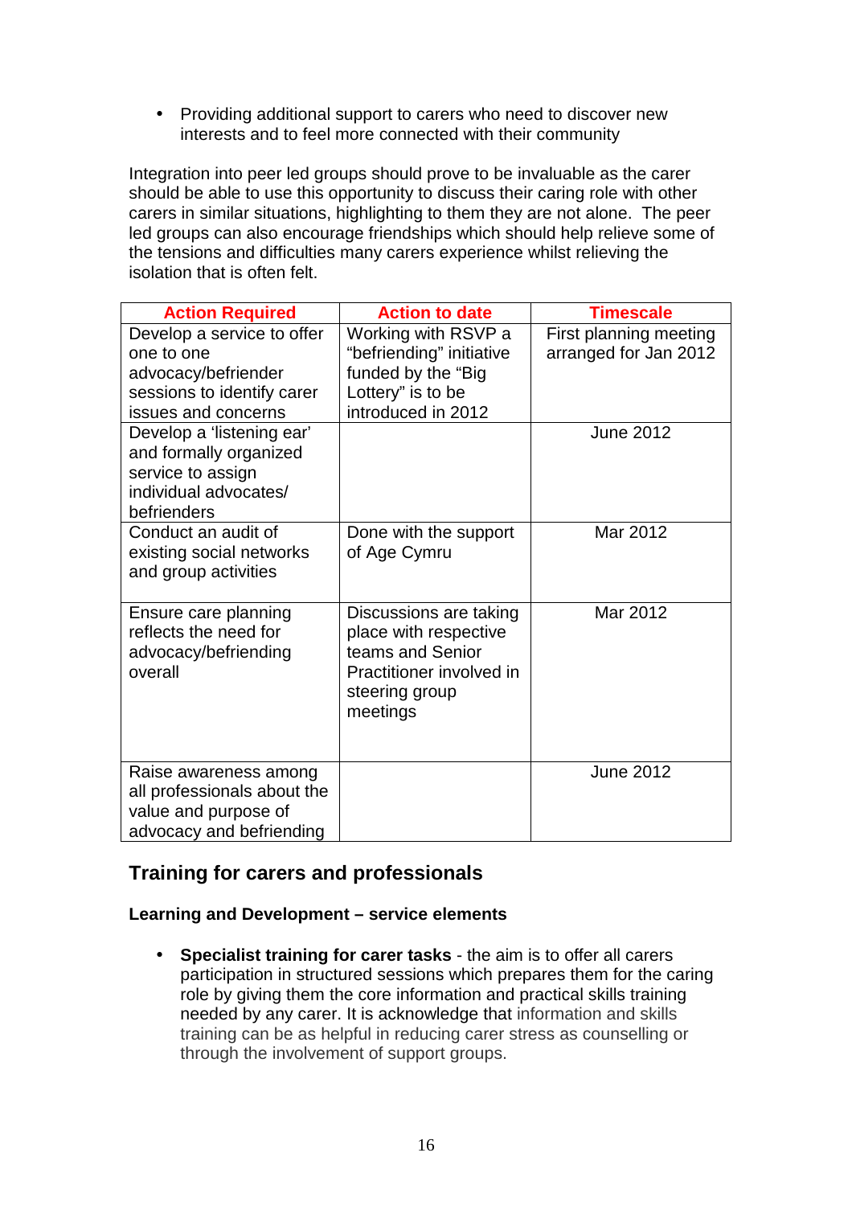- Providing additional support to carers who need to discover new interests and to feel more connected with their community

Integration into peer led groups should prove to be invaluable as the carer should be able to use this opportunity to discuss their caring role with other carers in similar situations, highlighting to them they are not alone. The peer led groups can also encourage friendships which should help relieve some of the tensions and difficulties many carers experience whilst relieving the isolation that is often felt.

| Action Required | Action to date | Timescale |
|---|---|---|
| Develop a service to offer one to one advocacy/befriender sessions to identify carer issues and concerns | Working with RSVP a "befriending" initiative funded by the "Big Lottery" is to be introduced in 2012 | First planning meeting arranged for Jan 2012 |
| Develop a 'listening ear' and formally organized service to assign individual advocates/ befrienders | | June 2012 |
| Conduct an audit of existing social networks and group activities | Done with the support of Age Cymru | Mar 2012 |
| Ensure care planning reflects the need for advocacy/befriending overall | Discussions are taking place with respective teams and Senior Practitioner involved in steering group meetings | Mar 2012 |
| Raise awareness among all professionals about the value and purpose of advocacy and befriending | | June 2012 |

## Training for carers and professionals

### Learning and Development – service elements

- **Specialist training for carer tasks** - the aim is to offer all carers participation in structured sessions which prepares them for the caring role by giving them the core information and practical skills training needed by any carer. It is acknowledge that information and skills training can be as helpful in reducing carer stress as counselling or through the involvement of support groups.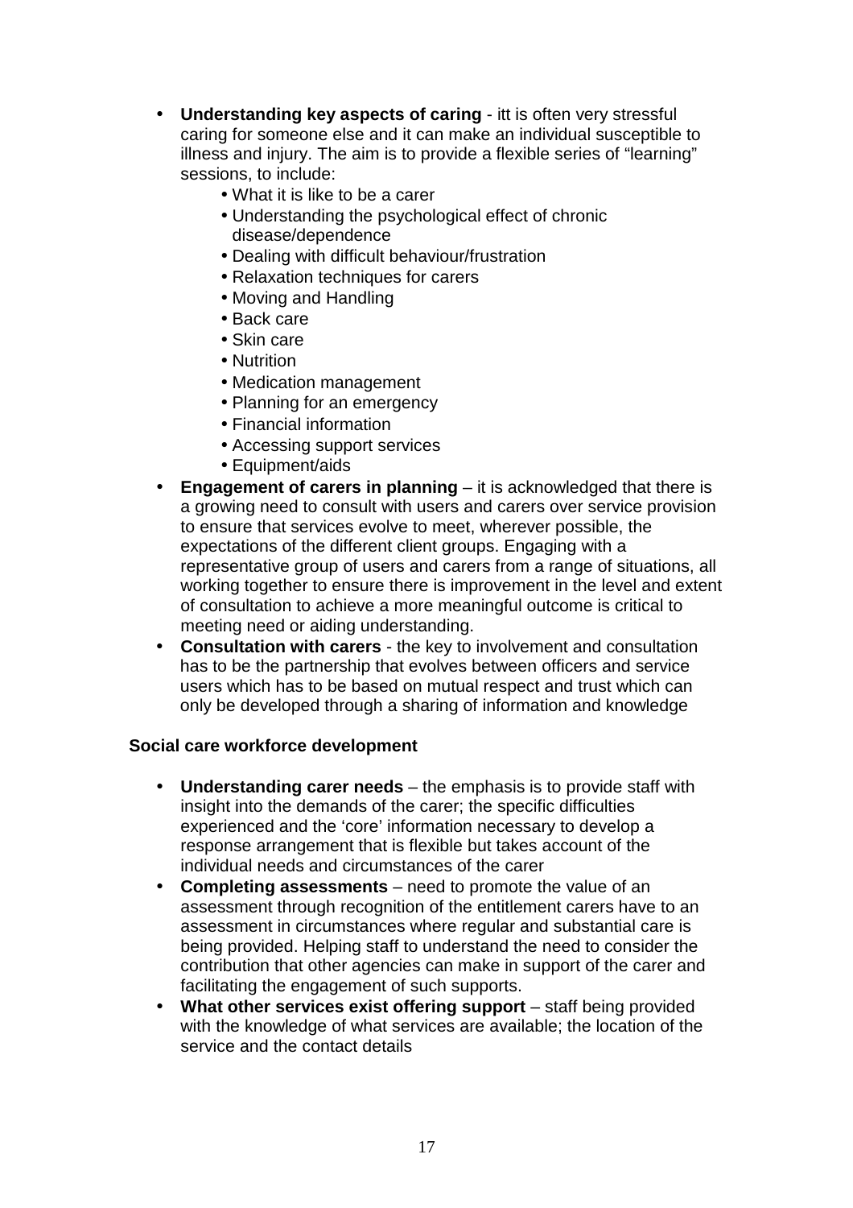- **Understanding key aspects of caring** - itt is often very stressful caring for someone else and it can make an individual susceptible to illness and injury. The aim is to provide a flexible series of "learning" sessions, to include:
    - What it is like to be a carer
    - Understanding the psychological effect of chronic disease/dependence
    - Dealing with difficult behaviour/frustration
    - Relaxation techniques for carers
    - Moving and Handling
    - Back care
    - Skin care
    - Nutrition
    - Medication management
    - Planning for an emergency
    - Financial information
    - Accessing support services
    - Equipment/aids
- **Engagement of carers in planning** – it is acknowledged that there is a growing need to consult with users and carers over service provision to ensure that services evolve to meet, wherever possible, the expectations of the different client groups. Engaging with a representative group of users and carers from a range of situations, all working together to ensure there is improvement in the level and extent of consultation to achieve a more meaningful outcome is critical to meeting need or aiding understanding.
- **Consultation with carers** - the key to involvement and consultation has to be the partnership that evolves between officers and service users which has to be based on mutual respect and trust which can only be developed through a sharing of information and knowledge

**Social care workforce development**

- **Understanding carer needs** – the emphasis is to provide staff with insight into the demands of the carer; the specific difficulties experienced and the 'core' information necessary to develop a response arrangement that is flexible but takes account of the individual needs and circumstances of the carer
- **Completing assessments** – need to promote the value of an assessment through recognition of the entitlement carers have to an assessment in circumstances where regular and substantial care is being provided. Helping staff to understand the need to consider the contribution that other agencies can make in support of the carer and facilitating the engagement of such supports.
- **What other services exist offering support** – staff being provided with the knowledge of what services are available; the location of the service and the contact details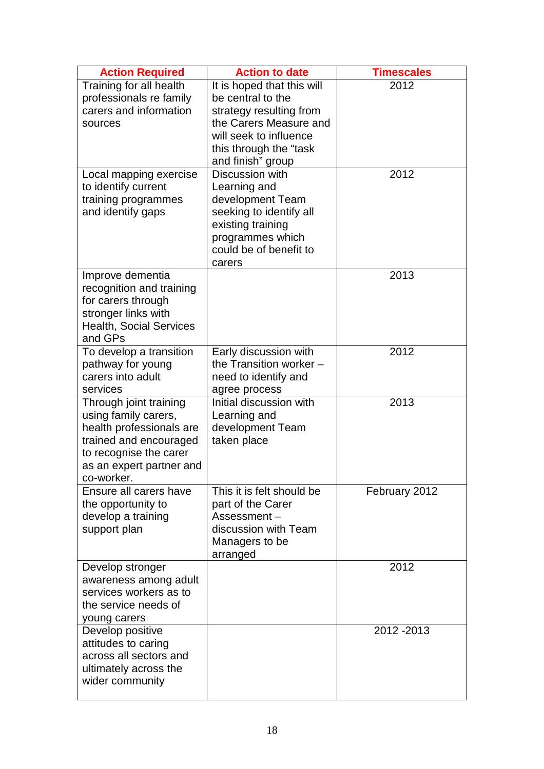| Action Required | Action to date | Timescales |
|---|---|---|
| Training for all health professionals re family carers and information sources | It is hoped that this will be central to the strategy resulting from the Carers Measure and will seek to influence this through the "task and finish" group | 2012 |
| Local mapping exercise to identify current training programmes and identify gaps | Discussion with Learning and development Team seeking to identify all existing training programmes which could be of benefit to carers | 2012 |
| Improve dementia recognition and training for carers through stronger links with Health, Social Services and GPs | | 2013 |
| To develop a transition pathway for young carers into adult services | Early discussion with the Transition worker – need to identify and agree process | 2012 |
| Through joint training using family carers, health professionals are trained and encouraged to recognise the carer as an expert partner and co-worker. | Initial discussion with Learning and development Team taken place | 2013 |
| Ensure all carers have the opportunity to develop a training support plan | This it is felt should be part of the Carer Assessment – discussion with Team Managers to be arranged | February 2012 |
| Develop stronger awareness among adult services workers as to the service needs of young carers | | 2012 |
| Develop positive attitudes to caring across all sectors and ultimately across the wider community | | 2012 -2013 |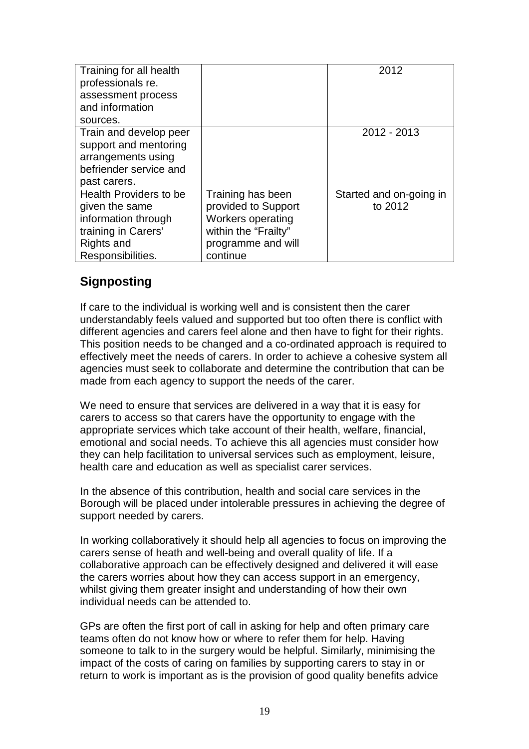| | | |
|---|---|---|
| Training for all health professionals re. assessment process and information sources. | | 2012 |
| Train and develop peer support and mentoring arrangements using befriender service and past carers. | | 2012 - 2013 |
| Health Providers to be given the same information through training in Carers' Rights and Responsibilities. | Training has been provided to Support Workers operating within the "Frailty" programme and will continue | Started and on-going in to 2012 |

## Signposting

If care to the individual is working well and is consistent then the carer understandably feels valued and supported but too often there is conflict with different agencies and carers feel alone and then have to fight for their rights. This position needs to be changed and a co-ordinated approach is required to effectively meet the needs of carers. In order to achieve a cohesive system all agencies must seek to collaborate and determine the contribution that can be made from each agency to support the needs of the carer.

We need to ensure that services are delivered in a way that it is easy for carers to access so that carers have the opportunity to engage with the appropriate services which take account of their health, welfare, financial, emotional and social needs. To achieve this all agencies must consider how they can help facilitation to universal services such as employment, leisure, health care and education as well as specialist carer services.

In the absence of this contribution, health and social care services in the Borough will be placed under intolerable pressures in achieving the degree of support needed by carers.

In working collaboratively it should help all agencies to focus on improving the carers sense of heath and well-being and overall quality of life. If a collaborative approach can be effectively designed and delivered it will ease the carers worries about how they can access support in an emergency, whilst giving them greater insight and understanding of how their own individual needs can be attended to.

GPs are often the first port of call in asking for help and often primary care teams often do not know how or where to refer them for help. Having someone to talk to in the surgery would be helpful. Similarly, minimising the impact of the costs of caring on families by supporting carers to stay in or return to work is important as is the provision of good quality benefits advice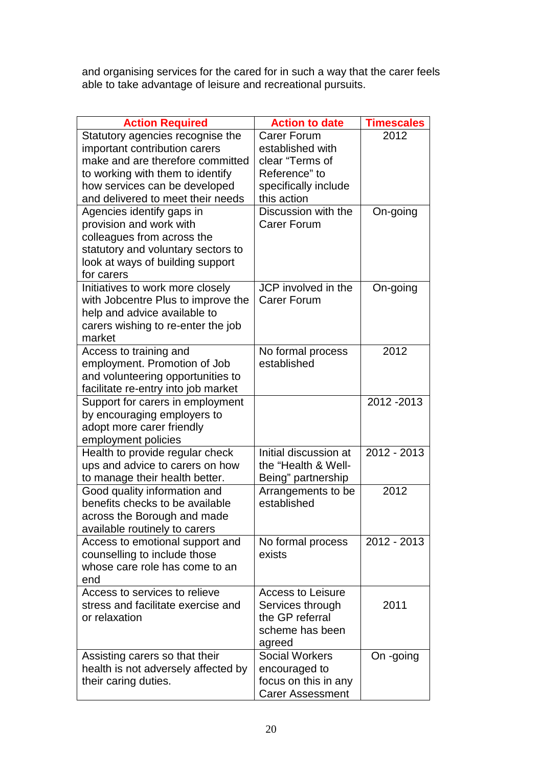and organising services for the cared for in such a way that the carer feels able to take advantage of leisure and recreational pursuits.

| Action Required | Action to date | Timescales |
|---|---|---|
| Statutory agencies recognise the important contribution carers make and are therefore committed to working with them to identify how services can be developed and delivered to meet their needs | Carer Forum established with clear "Terms of Reference" to specifically include this action | 2012 |
| Agencies identify gaps in provision and work with colleagues from across the statutory and voluntary sectors to look at ways of building support for carers | Discussion with the Carer Forum | On-going |
| Initiatives to work more closely with Jobcentre Plus to improve the help and advice available to carers wishing to re-enter the job market | JCP involved in the Carer Forum | On-going |
| Access to training and employment. Promotion of Job and volunteering opportunities to facilitate re-entry into job market | No formal process established | 2012 |
| Support for carers in employment by encouraging employers to adopt more carer friendly employment policies | | 2012 -2013 |
| Health to provide regular check ups and advice to carers on how to manage their health better. | Initial discussion at the "Health & Well-Being" partnership | 2012 - 2013 |
| Good quality information and benefits checks to be available across the Borough and made available routinely to carers | Arrangements to be established | 2012 |
| Access to emotional support and counselling to include those whose care role has come to an end | No formal process exists | 2012 - 2013 |
| Access to services to relieve stress and facilitate exercise and or relaxation | Access to Leisure Services through the GP referral scheme has been agreed | 2011 |
| Assisting carers so that their health is not adversely affected by their caring duties. | Social Workers encouraged to focus on this in any Carer Assessment | On -going |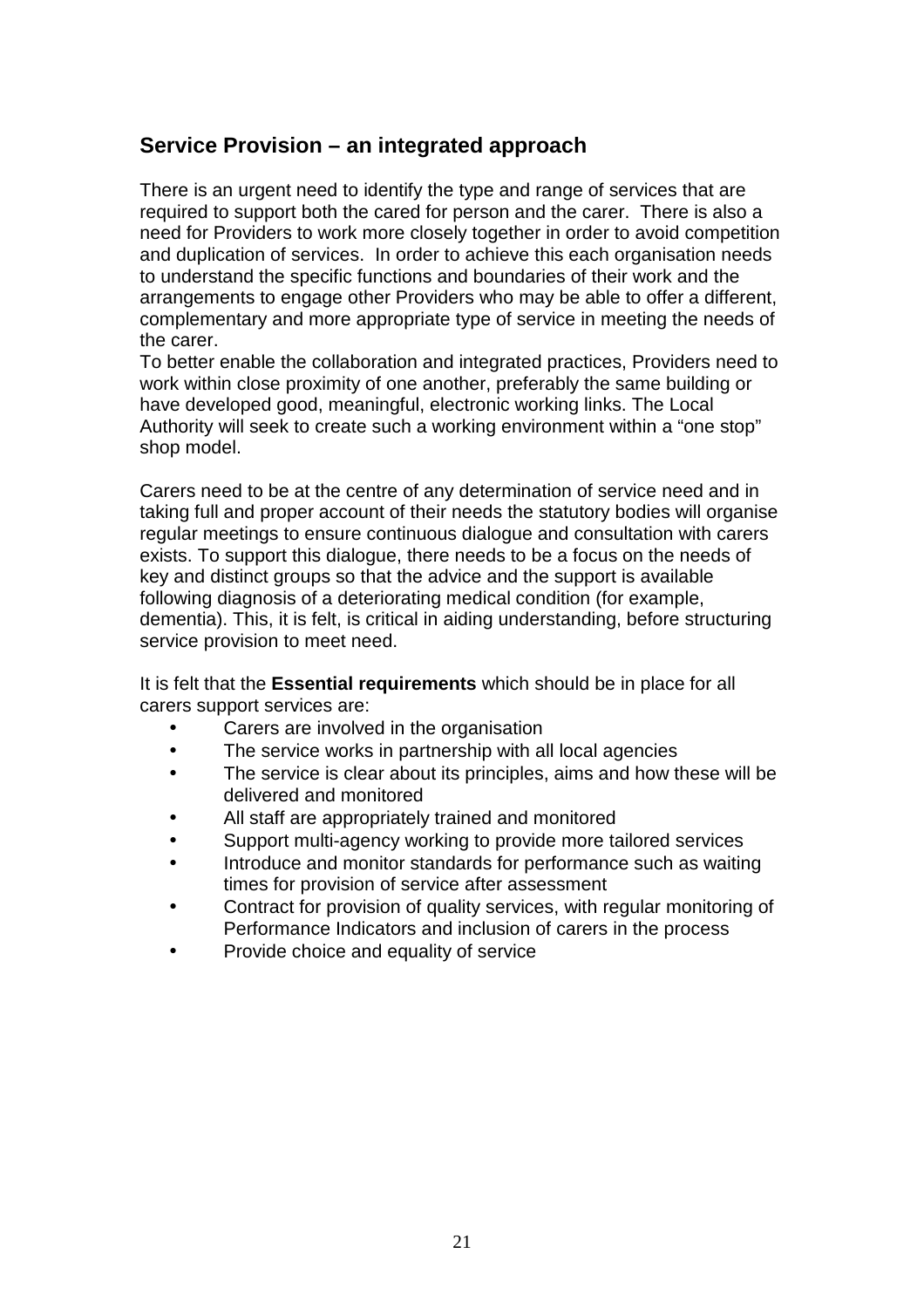## Service Provision – an integrated approach

There is an urgent need to identify the type and range of services that are required to support both the cared for person and the carer. There is also a need for Providers to work more closely together in order to avoid competition and duplication of services. In order to achieve this each organisation needs to understand the specific functions and boundaries of their work and the arrangements to engage other Providers who may be able to offer a different, complementary and more appropriate type of service in meeting the needs of the carer.
To better enable the collaboration and integrated practices, Providers need to work within close proximity of one another, preferably the same building or have developed good, meaningful, electronic working links. The Local Authority will seek to create such a working environment within a "one stop" shop model.

Carers need to be at the centre of any determination of service need and in taking full and proper account of their needs the statutory bodies will organise regular meetings to ensure continuous dialogue and consultation with carers exists. To support this dialogue, there needs to be a focus on the needs of key and distinct groups so that the advice and the support is available following diagnosis of a deteriorating medical condition (for example, dementia). This, it is felt, is critical in aiding understanding, before structuring service provision to meet need.

It is felt that the **Essential requirements** which should be in place for all carers support services are:

- Carers are involved in the organisation
- The service works in partnership with all local agencies
- The service is clear about its principles, aims and how these will be delivered and monitored
- All staff are appropriately trained and monitored
- Support multi-agency working to provide more tailored services
- Introduce and monitor standards for performance such as waiting times for provision of service after assessment
- Contract for provision of quality services, with regular monitoring of Performance Indicators and inclusion of carers in the process
- Provide choice and equality of service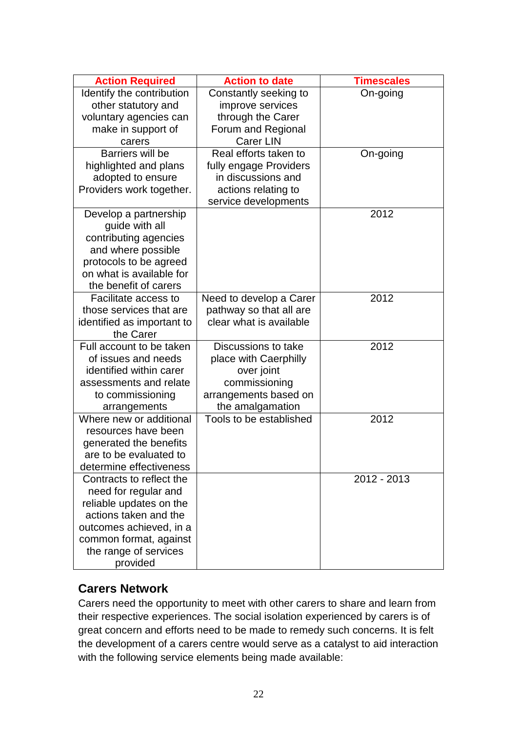| Action Required | Action to date | Timescales |
| --- | --- | --- |
| Identify the contribution other statutory and voluntary agencies can make in support of carers | Constantly seeking to improve services through the Carer Forum and Regional Carer LIN | On-going |
| Barriers will be highlighted and plans adopted to ensure Providers work together. | Real efforts taken to fully engage Providers in discussions and actions relating to service developments | On-going |
| Develop a partnership guide with all contributing agencies and where possible protocols to be agreed on what is available for the benefit of carers | | 2012 |
| Facilitate access to those services that are identified as important to the Carer | Need to develop a Carer pathway so that all are clear what is available | 2012 |
| Full account to be taken of issues and needs identified within carer assessments and relate to commissioning arrangements | Discussions to take place with Caerphilly over joint commissioning arrangements based on the amalgamation | 2012 |
| Where new or additional resources have been generated the benefits are to be evaluated to determine effectiveness | Tools to be established | 2012 |
| Contracts to reflect the need for regular and reliable updates on the actions taken and the outcomes achieved, in a common format, against the range of services provided | | 2012 - 2013 |

## Carers Network

Carers need the opportunity to meet with other carers to share and learn from their respective experiences. The social isolation experienced by carers is of great concern and efforts need to be made to remedy such concerns. It is felt the development of a carers centre would serve as a catalyst to aid interaction with the following service elements being made available: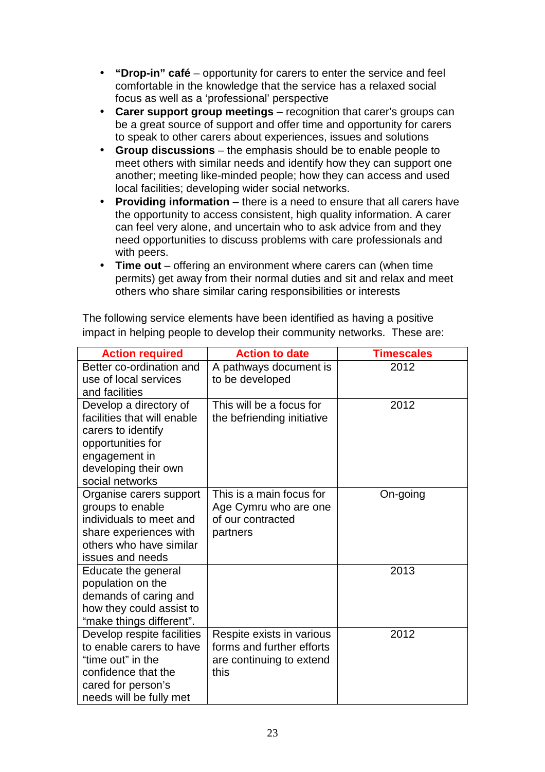- **"Drop-in" café** – opportunity for carers to enter the service and feel comfortable in the knowledge that the service has a relaxed social focus as well as a 'professional' perspective
- **Carer support group meetings** – recognition that carer's groups can be a great source of support and offer time and opportunity for carers to speak to other carers about experiences, issues and solutions
- **Group discussions** – the emphasis should be to enable people to meet others with similar needs and identify how they can support one another; meeting like-minded people; how they can access and used local facilities; developing wider social networks.
- **Providing information** – there is a need to ensure that all carers have the opportunity to access consistent, high quality information. A carer can feel very alone, and uncertain who to ask advice from and they need opportunities to discuss problems with care professionals and with peers.
- **Time out** – offering an environment where carers can (when time permits) get away from their normal duties and sit and relax and meet others who share similar caring responsibilities or interests

The following service elements have been identified as having a positive impact in helping people to develop their community networks. These are:

| Action required | Action to date | Timescales |
|---|---|---|
| Better co-ordination and use of local services and facilities | A pathways document is to be developed | 2012 |
| Develop a directory of facilities that will enable carers to identify opportunities for engagement in developing their own social networks | This will be a focus for the befriending initiative | 2012 |
| Organise carers support groups to enable individuals to meet and share experiences with others who have similar issues and needs | This is a main focus for Age Cymru who are one of our contracted partners | On-going |
| Educate the general population on the demands of caring and how they could assist to "make things different". | | 2013 |
| Develop respite facilities to enable carers to have "time out" in the confidence that the cared for person's needs will be fully met | Respite exists in various forms and further efforts are continuing to extend this | 2012 |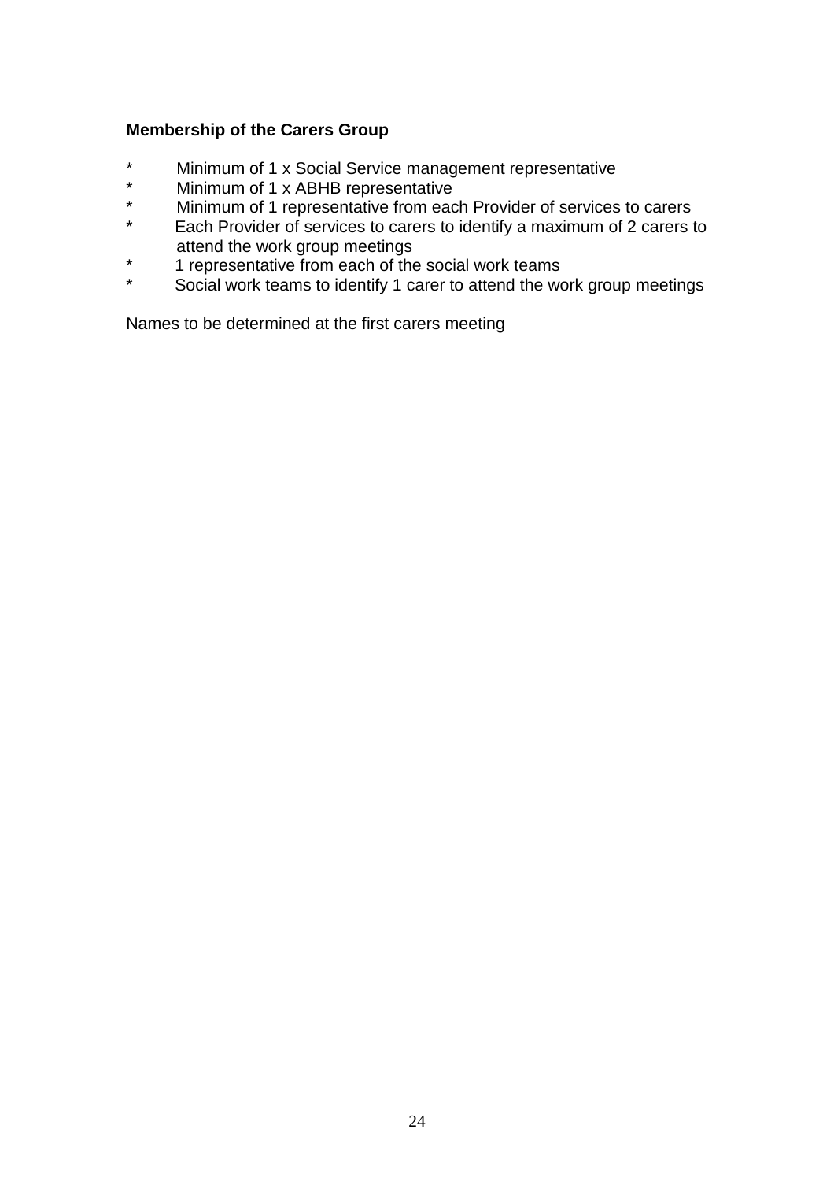**Membership of the Carers Group**

* Minimum of 1 x Social Service management representative
* Minimum of 1 x ABHB representative
* Minimum of 1 representative from each Provider of services to carers
* Each Provider of services to carers to identify a maximum of 2 carers to attend the work group meetings
* 1 representative from each of the social work teams
* Social work teams to identify 1 carer to attend the work group meetings

Names to be determined at the first carers meeting